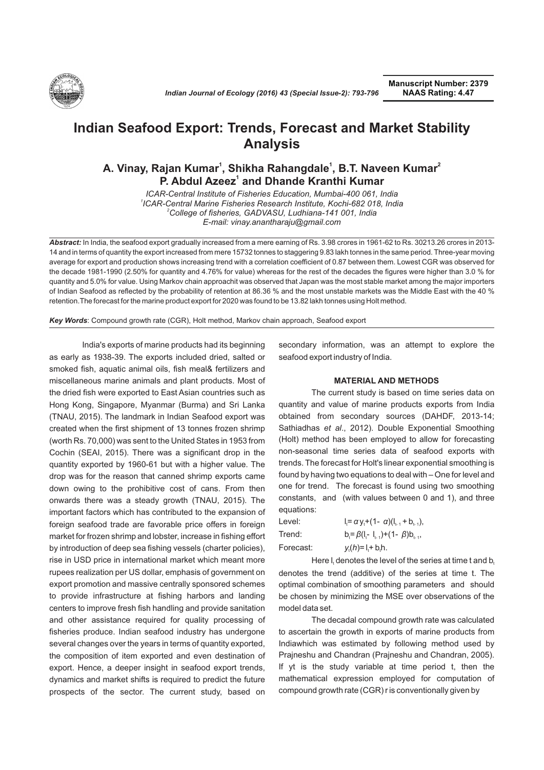# Indian Seafood Export: Trends, Forecast and Market Stability Analysis

**A. Vinay, Rajan Kumar[1], Shikha Rahangdale[1], B.T. Naveen Kumar[2] P. Abdul Azeez[1] and Dhande Kranthi Kumar**

*ICAR-Central Institute of Fisheries Education, Mumbai-400 061, India*
*[1]ICAR-Central Marine Fisheries Research Institute, Kochi-682 018, India*
*[2]College of fisheries, GADVASU, Ludhiana-141 001, India*
*E-mail: vinay.anantharaju@gmail.com*

***Abstract:*** In India, the seafood export gradually increased from a mere earning of Rs. 3.98 crores in 1961-62 to Rs. 30213.26 crores in 2013-14 and in terms of quantity the export increased from mere 15732 tonnes to staggering 9.83 lakh tonnes in the same period. Three-year moving average for export and production shows increasing trend with a correlation coefficient of 0.87 between them. Lowest CGR was observed for the decade 1981-1990 (2.50% for quantity and 4.76% for value) whereas for the rest of the decades the figures were higher than 3.0 % for quantity and 5.0% for value. Using Markov chain approachit was observed that Japan was the most stable market among the major importers of Indian Seafood as reflected by the probability of retention at 86.36 % and the most unstable markets was the Middle East with the 40 % retention.The forecast for the marine product export for 2020 was found to be 13.82 lakh tonnes using Holt method.

***Key Words***: Compound growth rate (CGR), Holt method, Markov chain approach, Seafood export

India's exports of marine products had its beginning as early as 1938-39. The exports included dried, salted or smoked fish, aquatic animal oils, fish meal& fertilizers and miscellaneous marine animals and plant products. Most of the dried fish were exported to East Asian countries such as Hong Kong, Singapore, Myanmar (Burma) and Sri Lanka (TNAU, 2015). The landmark in Indian Seafood export was created when the first shipment of 13 tonnes frozen shrimp (worth Rs. 70,000) was sent to the United States in 1953 from Cochin (SEAI, 2015). There was a significant drop in the quantity exported by 1960-61 but with a higher value. The drop was for the reason that canned shrimp exports came down owing to the prohibitive cost of cans. From then onwards there was a steady growth (TNAU, 2015). The important factors which has contributed to the expansion of foreign seafood trade are favorable price offers in foreign market for frozen shrimp and lobster, increase in fishing effort by introduction of deep sea fishing vessels (charter policies), rise in USD price in international market which meant more rupees realization per US dollar, emphasis of government on export promotion and massive centrally sponsored schemes to provide infrastructure at fishing harbors and landing centers to improve fresh fish handling and provide sanitation and other assistance required for quality processing of fisheries produce. Indian seafood industry has undergone several changes over the years in terms of quantity exported, the composition of item exported and even destination of export. Hence, a deeper insight in seafood export trends, dynamics and market shifts is required to predict the future prospects of the sector. The current study, based on secondary information, was an attempt to explore the seafood export industry of India.

## MATERIAL AND METHODS

The current study is based on time series data on quantity and value of marine products exports from India obtained from secondary sources (DAHDF, 2013-14; Sathiadhas *et al*., 2012). Double Exponential Smoothing (Holt) method has been employed to allow for forecasting non-seasonal time series data of seafood exports with trends. The forecast for Holt's linear exponential smoothing is found by having two equations to deal with – One for level and one for trend. The forecast is found using two smoothing constants, and (with values between 0 and 1), and three equations:

Level: $l_t = \alpha y_t + (1-\alpha)(l_{t-1} + b_{t-1})$,

Trend: $b_t = \beta(l_t - l_{t-1}) + (1-\beta)b_{t-1}$,

Forecast: $y_t(h) = l_t + b_t h$.

Here $l_t$ denotes the level of the series at time t and $b_t$ denotes the trend (additive) of the series at time t. The optimal combination of smoothing parameters and should be chosen by minimizing the MSE over observations of the model data set.

The decadal compound growth rate was calculated to ascertain the growth in exports of marine products from Indiawhich was estimated by following method used by Prajneshu and Chandran (Prajneshu and Chandran, 2005). If yt is the study variable at time period t, then the mathematical expression employed for computation of compound growth rate (CGR) r is conventionally given by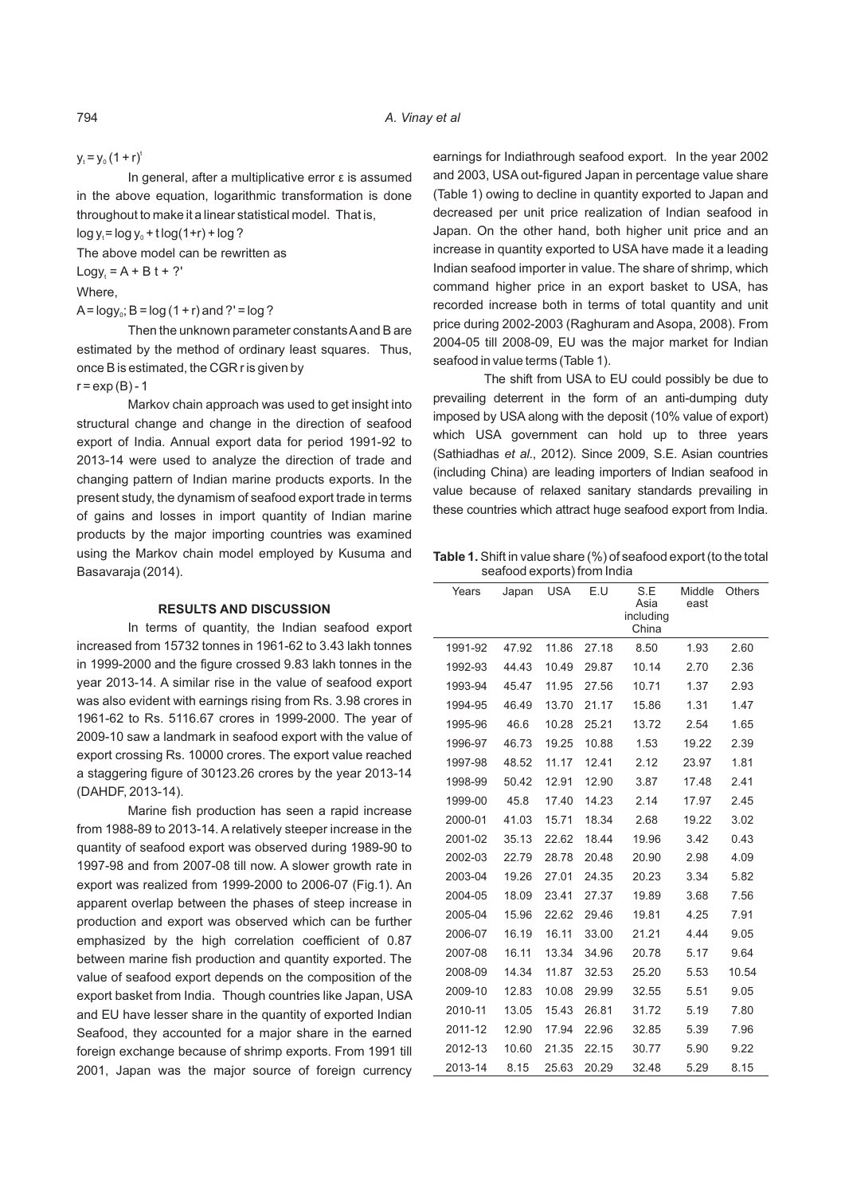$y_t = y_0 (1 + r)^t$

In general, after a multiplicative error ε is assumed in the above equation, logarithmic transformation is done throughout to make it a linear statistical model. That is,

$\log y_t = \log y_0 + t \log(1+r) + \log ?$

The above model can be rewritten as

$\log y_t = A + B\, t + ?'$

Where,

$A = \log y_0$; $B = \log(1 + r)$ and $?' = \log ?$

Then the unknown parameter constants A and B are estimated by the method of ordinary least squares. Thus, once B is estimated, the CGR r is given by

$r = \exp(B) - 1$

Markov chain approach was used to get insight into structural change and change in the direction of seafood export of India. Annual export data for period 1991-92 to 2013-14 were used to analyze the direction of trade and changing pattern of Indian marine products exports. In the present study, the dynamism of seafood export trade in terms of gains and losses in import quantity of Indian marine products by the major importing countries was examined using the Markov chain model employed by Kusuma and Basavaraja (2014).

## RESULTS AND DISCUSSION

In terms of quantity, the Indian seafood export increased from 15732 tonnes in 1961-62 to 3.43 lakh tonnes in 1999-2000 and the figure crossed 9.83 lakh tonnes in the year 2013-14. A similar rise in the value of seafood export was also evident with earnings rising from Rs. 3.98 crores in 1961-62 to Rs. 5116.67 crores in 1999-2000. The year of 2009-10 saw a landmark in seafood export with the value of export crossing Rs. 10000 crores. The export value reached a staggering figure of 30123.26 crores by the year 2013-14 (DAHDF, 2013-14).

Marine fish production has seen a rapid increase from 1988-89 to 2013-14. A relatively steeper increase in the quantity of seafood export was observed during 1989-90 to 1997-98 and from 2007-08 till now. A slower growth rate in export was realized from 1999-2000 to 2006-07 (Fig.1). An apparent overlap between the phases of steep increase in production and export was observed which can be further emphasized by the high correlation coefficient of 0.87 between marine fish production and quantity exported. The value of seafood export depends on the composition of the export basket from India. Though countries like Japan, USA and EU have lesser share in the quantity of exported Indian Seafood, they accounted for a major share in the earned foreign exchange because of shrimp exports. From 1991 till 2001, Japan was the major source of foreign currency earnings for Indiathrough seafood export. In the year 2002 and 2003, USA out-figured Japan in percentage value share (Table 1) owing to decline in quantity exported to Japan and decreased per unit price realization of Indian seafood in Japan. On the other hand, both higher unit price and an increase in quantity exported to USA have made it a leading Indian seafood importer in value. The share of shrimp, which command higher price in an export basket to USA, has recorded increase both in terms of total quantity and unit price during 2002-2003 (Raghuram and Asopa, 2008). From 2004-05 till 2008-09, EU was the major market for Indian seafood in value terms (Table 1).

The shift from USA to EU could possibly be due to prevailing deterrent in the form of an anti-dumping duty imposed by USA along with the deposit (10% value of export) which USA government can hold up to three years (Sathiadhas *et al*., 2012). Since 2009, S.E. Asian countries (including China) are leading importers of Indian seafood in value because of relaxed sanitary standards prevailing in these countries which attract huge seafood export from India.

**Table 1.** Shift in value share (%) of seafood export (to the total seafood exports) from India

| Years | Japan | USA | E.U | S.E Asia including China | Middle east | Others |
|---|---|---|---|---|---|---|
| 1991-92 | 47.92 | 11.86 | 27.18 | 8.50 | 1.93 | 2.60 |
| 1992-93 | 44.43 | 10.49 | 29.87 | 10.14 | 2.70 | 2.36 |
| 1993-94 | 45.47 | 11.95 | 27.56 | 10.71 | 1.37 | 2.93 |
| 1994-95 | 46.49 | 13.70 | 21.17 | 15.86 | 1.31 | 1.47 |
| 1995-96 | 46.6 | 10.28 | 25.21 | 13.72 | 2.54 | 1.65 |
| 1996-97 | 46.73 | 19.25 | 10.88 | 1.53 | 19.22 | 2.39 |
| 1997-98 | 48.52 | 11.17 | 12.41 | 2.12 | 23.97 | 1.81 |
| 1998-99 | 50.42 | 12.91 | 12.90 | 3.87 | 17.48 | 2.41 |
| 1999-00 | 45.8 | 17.40 | 14.23 | 2.14 | 17.97 | 2.45 |
| 2000-01 | 41.03 | 15.71 | 18.34 | 2.68 | 19.22 | 3.02 |
| 2001-02 | 35.13 | 22.62 | 18.44 | 19.96 | 3.42 | 0.43 |
| 2002-03 | 22.79 | 28.78 | 20.48 | 20.90 | 2.98 | 4.09 |
| 2003-04 | 19.26 | 27.01 | 24.35 | 20.23 | 3.34 | 5.82 |
| 2004-05 | 18.09 | 23.41 | 27.37 | 19.89 | 3.68 | 7.56 |
| 2005-04 | 15.96 | 22.62 | 29.46 | 19.81 | 4.25 | 7.91 |
| 2006-07 | 16.19 | 16.11 | 33.00 | 21.21 | 4.44 | 9.05 |
| 2007-08 | 16.11 | 13.34 | 34.96 | 20.78 | 5.17 | 9.64 |
| 2008-09 | 14.34 | 11.87 | 32.53 | 25.20 | 5.53 | 10.54 |
| 2009-10 | 12.83 | 10.08 | 29.99 | 32.55 | 5.51 | 9.05 |
| 2010-11 | 13.05 | 15.43 | 26.81 | 31.72 | 5.19 | 7.80 |
| 2011-12 | 12.90 | 17.94 | 22.96 | 32.85 | 5.39 | 7.96 |
| 2012-13 | 10.60 | 21.35 | 22.15 | 30.77 | 5.90 | 9.22 |
| 2013-14 | 8.15 | 25.63 | 20.29 | 32.48 | 5.29 | 8.15 |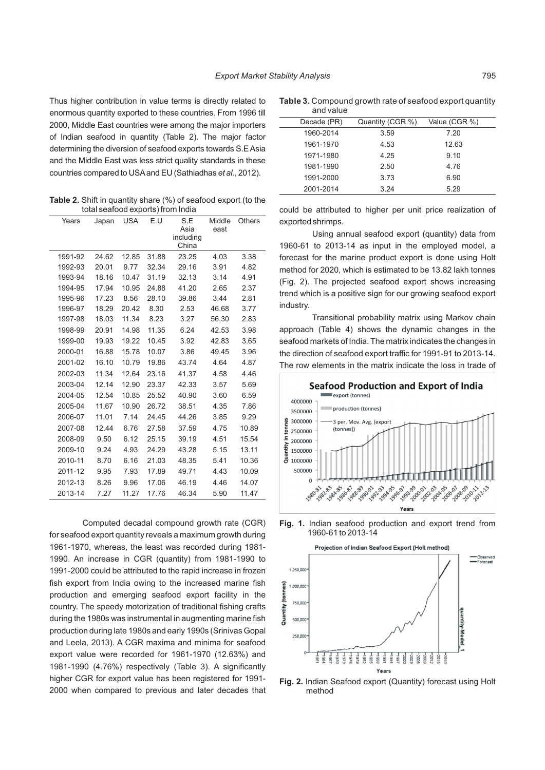Thus higher contribution in value terms is directly related to enormous quantity exported to these countries. From 1996 till 2000, Middle East countries were among the major importers of Indian seafood in quantity (Table 2). The major factor determining the diversion of seafood exports towards S.E Asia and the Middle East was less strict quality standards in these countries compared to USA and EU (Sathiadhas *et al*., 2012).

**Table 2.** Shift in quantity share (%) of seafood export (to the total seafood exports) from India

| Years | Japan | USA | E.U | S.E Asia including China | Middle east | Others |
|---|---|---|---|---|---|---|
| 1991-92 | 24.62 | 12.85 | 31.88 | 23.25 | 4.03 | 3.38 |
| 1992-93 | 20.01 | 9.77 | 32.34 | 29.16 | 3.91 | 4.82 |
| 1993-94 | 18.16 | 10.47 | 31.19 | 32.13 | 3.14 | 4.91 |
| 1994-95 | 17.94 | 10.95 | 24.88 | 41.20 | 2.65 | 2.37 |
| 1995-96 | 17.23 | 8.56 | 28.10 | 39.86 | 3.44 | 2.81 |
| 1996-97 | 18.29 | 20.42 | 8.30 | 2.53 | 46.68 | 3.77 |
| 1997-98 | 18.03 | 11.34 | 8.23 | 3.27 | 56.30 | 2.83 |
| 1998-99 | 20.91 | 14.98 | 11.35 | 6.24 | 42.53 | 3.98 |
| 1999-00 | 19.93 | 19.22 | 10.45 | 3.92 | 42.83 | 3.65 |
| 2000-01 | 16.88 | 15.78 | 10.07 | 3.86 | 49.45 | 3.96 |
| 2001-02 | 16.10 | 10.79 | 19.86 | 43.74 | 4.64 | 4.87 |
| 2002-03 | 11.34 | 12.64 | 23.16 | 41.37 | 4.58 | 4.46 |
| 2003-04 | 12.14 | 12.90 | 23.37 | 42.33 | 3.57 | 5.69 |
| 2004-05 | 12.54 | 10.85 | 25.52 | 40.90 | 3.60 | 6.59 |
| 2005-04 | 11.67 | 10.90 | 26.72 | 38.51 | 4.35 | 7.86 |
| 2006-07 | 11.01 | 7.14 | 24.45 | 44.26 | 3.85 | 9.29 |
| 2007-08 | 12.44 | 6.76 | 27.58 | 37.59 | 4.75 | 10.89 |
| 2008-09 | 9.50 | 6.12 | 25.15 | 39.19 | 4.51 | 15.54 |
| 2009-10 | 9.24 | 4.93 | 24.29 | 43.28 | 5.15 | 13.11 |
| 2010-11 | 8.70 | 6.16 | 21.03 | 48.35 | 5.41 | 10.36 |
| 2011-12 | 9.95 | 7.93 | 17.89 | 49.71 | 4.43 | 10.09 |
| 2012-13 | 8.26 | 9.96 | 17.06 | 46.19 | 4.46 | 14.07 |
| 2013-14 | 7.27 | 11.27 | 17.76 | 46.34 | 5.90 | 11.47 |

Computed decadal compound growth rate (CGR) for seafood export quantity reveals a maximum growth during 1961-1970, whereas, the least was recorded during 1981-1990. An increase in CGR (quantity) from 1981-1990 to 1991-2000 could be attributed to the rapid increase in frozen fish export from India owing to the increased marine fish production and emerging seafood export facility in the country. The speedy motorization of traditional fishing crafts during the 1980s was instrumental in augmenting marine fish production during late 1980s and early 1990s (Srinivas Gopal and Leela, 2013). A CGR maxima and minima for seafood export value were recorded for 1961-1970 (12.63%) and 1981-1990 (4.76%) respectively (Table 3). A significantly higher CGR for export value has been registered for 1991-2000 when compared to previous and later decades that could be attributed to higher per unit price realization of exported shrimps.

**Table 3.** Compound growth rate of seafood export quantity and value

| Decade (PR) | Quantity (CGR %) | Value (CGR %) |
|---|---|---|
| 1960-2014 | 3.59 | 7.20 |
| 1961-1970 | 4.53 | 12.63 |
| 1971-1980 | 4.25 | 9.10 |
| 1981-1990 | 2.50 | 4.76 |
| 1991-2000 | 3.73 | 6.90 |
| 2001-2014 | 3.24 | 5.29 |

Using annual seafood export (quantity) data from 1960-61 to 2013-14 as input in the employed model, a forecast for the marine product export is done using Holt method for 2020, which is estimated to be 13.82 lakh tonnes (Fig. 2). The projected seafood export shows increasing trend which is a positive sign for our growing seafood export industry.

Transitional probability matrix using Markov chain approach (Table 4) shows the dynamic changes in the seafood markets of India. The matrix indicates the changes in the direction of seafood export traffic for 1991-91 to 2013-14. The row elements in the matrix indicate the loss in trade of

**Fig. 1.** Indian seafood production and export trend from 1960-61 to 2013-14

**Fig. 2.** Indian Seafood export (Quantity) forecast using Holt method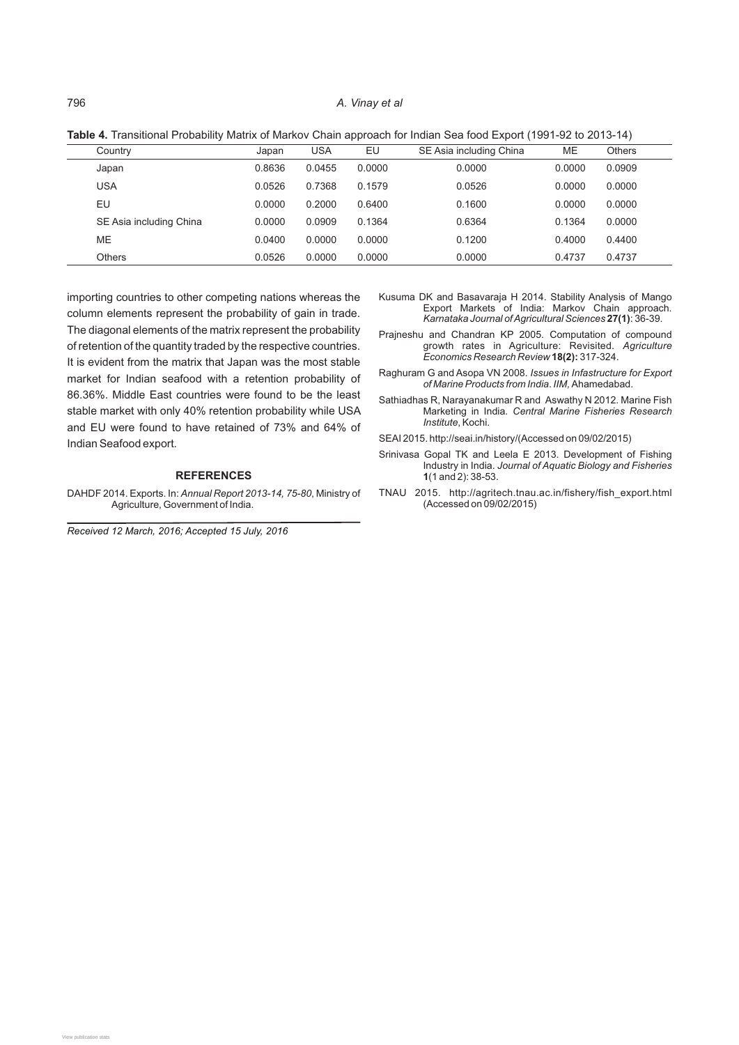**Table 4.** Transitional Probability Matrix of Markov Chain approach for Indian Sea food Export (1991-92 to 2013-14)

| Country | Japan | USA | EU | SE Asia including China | ME | Others |
|---|---|---|---|---|---|---|
| Japan | 0.8636 | 0.0455 | 0.0000 | 0.0000 | 0.0000 | 0.0909 |
| USA | 0.0526 | 0.7368 | 0.1579 | 0.0526 | 0.0000 | 0.0000 |
| EU | 0.0000 | 0.2000 | 0.6400 | 0.1600 | 0.0000 | 0.0000 |
| SE Asia including China | 0.0000 | 0.0909 | 0.1364 | 0.6364 | 0.1364 | 0.0000 |
| ME | 0.0400 | 0.0000 | 0.0000 | 0.1200 | 0.4000 | 0.4400 |
| Others | 0.0526 | 0.0000 | 0.0000 | 0.0000 | 0.4737 | 0.4737 |

importing countries to other competing nations whereas the column elements represent the probability of gain in trade. The diagonal elements of the matrix represent the probability of retention of the quantity traded by the respective countries. It is evident from the matrix that Japan was the most stable market for Indian seafood with a retention probability of 86.36%. Middle East countries were found to be the least stable market with only 40% retention probability while USA and EU were found to have retained of 73% and 64% of Indian Seafood export.

## REFERENCES

DAHDF 2014. Exports. In: *Annual Report 2013-14, 75-80*, Ministry of Agriculture, Government of India.

*Received 12 March, 2016; Accepted 15 July, 2016*

Kusuma DK and Basavaraja H 2014. Stability Analysis of Mango Export Markets of India: Markov Chain approach. *Karnataka Journal of Agricultural Sciences* **27(1)**: 36-39.

Prajneshu and Chandran KP 2005. Computation of compound growth rates in Agriculture: Revisited. *Agriculture Economics Research Review* **18(2):** 317-324.

Raghuram G and Asopa VN 2008. *Issues in Infastructure for Export of Marine Products from India*. *IIM,* Ahamedabad.

Sathiadhas R, Narayanakumar R and Aswathy N 2012. Marine Fish Marketing in India. *Central Marine Fisheries Research Institute*, Kochi.

SEAI 2015. http://seai.in/history/(Accessed on 09/02/2015)

Srinivasa Gopal TK and Leela E 2013. Development of Fishing Industry in India. *Journal of Aquatic Biology and Fisheries* **1**(1 and 2): 38-53.

TNAU 2015. http://agritech.tnau.ac.in/fishery/fish_export.html (Accessed on 09/02/2015)